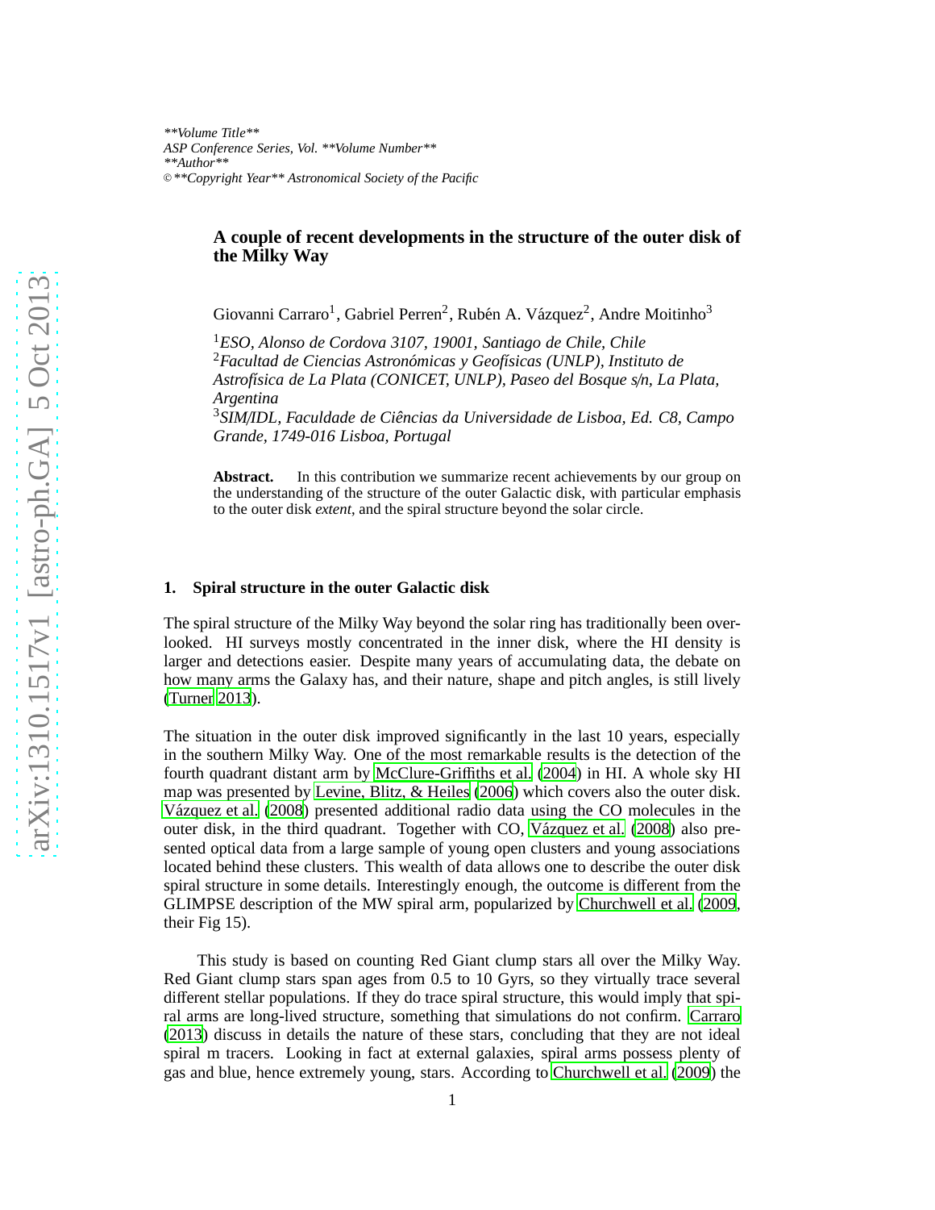# A couple of recent developments in the structure of the outer disk of the Milky Way

Giovanni Carraro[1], Gabriel Perren[2], Rubén A. Vázquez[2], Andre Moitinho[3]

[1]*ESO, Alonso de Cordova 3107, 19001, Santiago de Chile, Chile*
[2]*Facultad de Ciencias Astronómicas y Geofísicas (UNLP), Instituto de Astrofísica de La Plata (CONICET, UNLP), Paseo del Bosque s/n, La Plata, Argentina*
[3]*SIM/IDL, Faculdade de Ciências da Universidade de Lisboa, Ed. C8, Campo Grande, 1749-016 Lisboa, Portugal*

**Abstract.** In this contribution we summarize recent achievements by our group on the understanding of the structure of the outer Galactic disk, with particular emphasis to the outer disk *extent*, and the spiral structure beyond the solar circle.

## 1. Spiral structure in the outer Galactic disk

The spiral structure of the Milky Way beyond the solar ring has traditionally been overlooked. HI surveys mostly concentrated in the inner disk, where the HI density is larger and detections easier. Despite many years of accumulating data, the debate on how many arms the Galaxy has, and their nature, shape and pitch angles, is still lively (Turner 2013).

The situation in the outer disk improved significantly in the last 10 years, especially in the southern Milky Way. One of the most remarkable results is the detection of the fourth quadrant distant arm by McClure-Griffiths et al. (2004) in HI. A whole sky HI map was presented by Levine, Blitz, & Heiles (2006) which covers also the outer disk. Vázquez et al. (2008) presented additional radio data using the CO molecules in the outer disk, in the third quadrant. Together with CO, Vázquez et al. (2008) also presented optical data from a large sample of young open clusters and young associations located behind these clusters. This wealth of data allows one to describe the outer disk spiral structure in some details. Interestingly enough, the outcome is different from the GLIMPSE description of the MW spiral arm, popularized by Churchwell et al. (2009, their Fig 15).

This study is based on counting Red Giant clump stars all over the Milky Way. Red Giant clump stars span ages from 0.5 to 10 Gyrs, so they virtually trace several different stellar populations. If they do trace spiral structure, this would imply that spiral arms are long-lived structure, something that simulations do not confirm. Carraro (2013) discuss in details the nature of these stars, concluding that they are not ideal spiral m tracers. Looking in fact at external galaxies, spiral arms possess plenty of gas and blue, hence extremely young, stars. According to Churchwell et al. (2009) the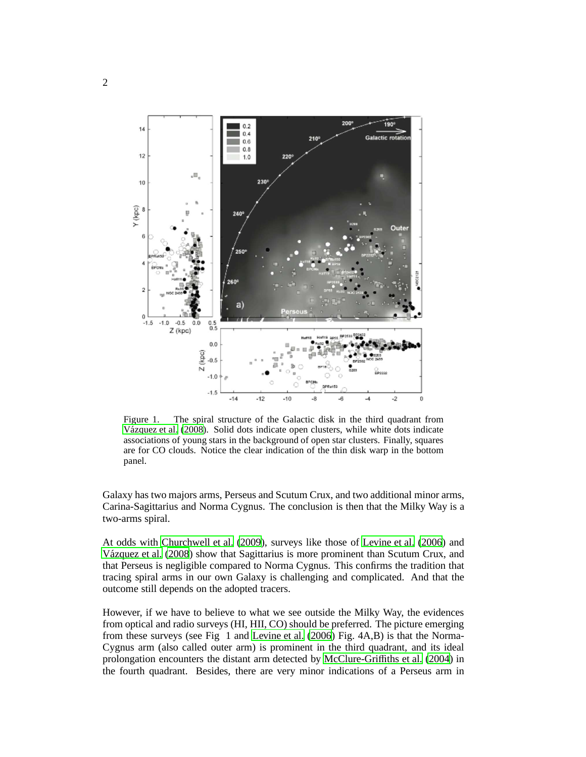Figure 1. The spiral structure of the Galactic disk in the third quadrant from Vázquez et al. (2008). Solid dots indicate open clusters, while white dots indicate associations of young stars in the background of open star clusters. Finally, squares are for CO clouds. Notice the clear indication of the thin disk warp in the bottom panel.

Galaxy has two majors arms, Perseus and Scutum Crux, and two additional minor arms, Carina-Sagittarius and Norma Cygnus. The conclusion is then that the Milky Way is a two-arms spiral.

At odds with Churchwell et al. (2009), surveys like those of Levine et al. (2006) and Vázquez et al. (2008) show that Sagittarius is more prominent than Scutum Crux, and that Perseus is negligible compared to Norma Cygnus. This confirms the tradition that tracing spiral arms in our own Galaxy is challenging and complicated. And that the outcome still depends on the adopted tracers.

However, if we have to believe to what we see outside the Milky Way, the evidences from optical and radio surveys (HI, HII, CO) should be preferred. The picture emerging from these surveys (see Fig 1 and Levine et al. (2006) Fig. 4A,B) is that the Norma-Cygnus arm (also called outer arm) is prominent in the third quadrant, and its ideal prolongation encounters the distant arm detected by McClure-Griffiths et al. (2004) in the fourth quadrant. Besides, there are very minor indications of a Perseus arm in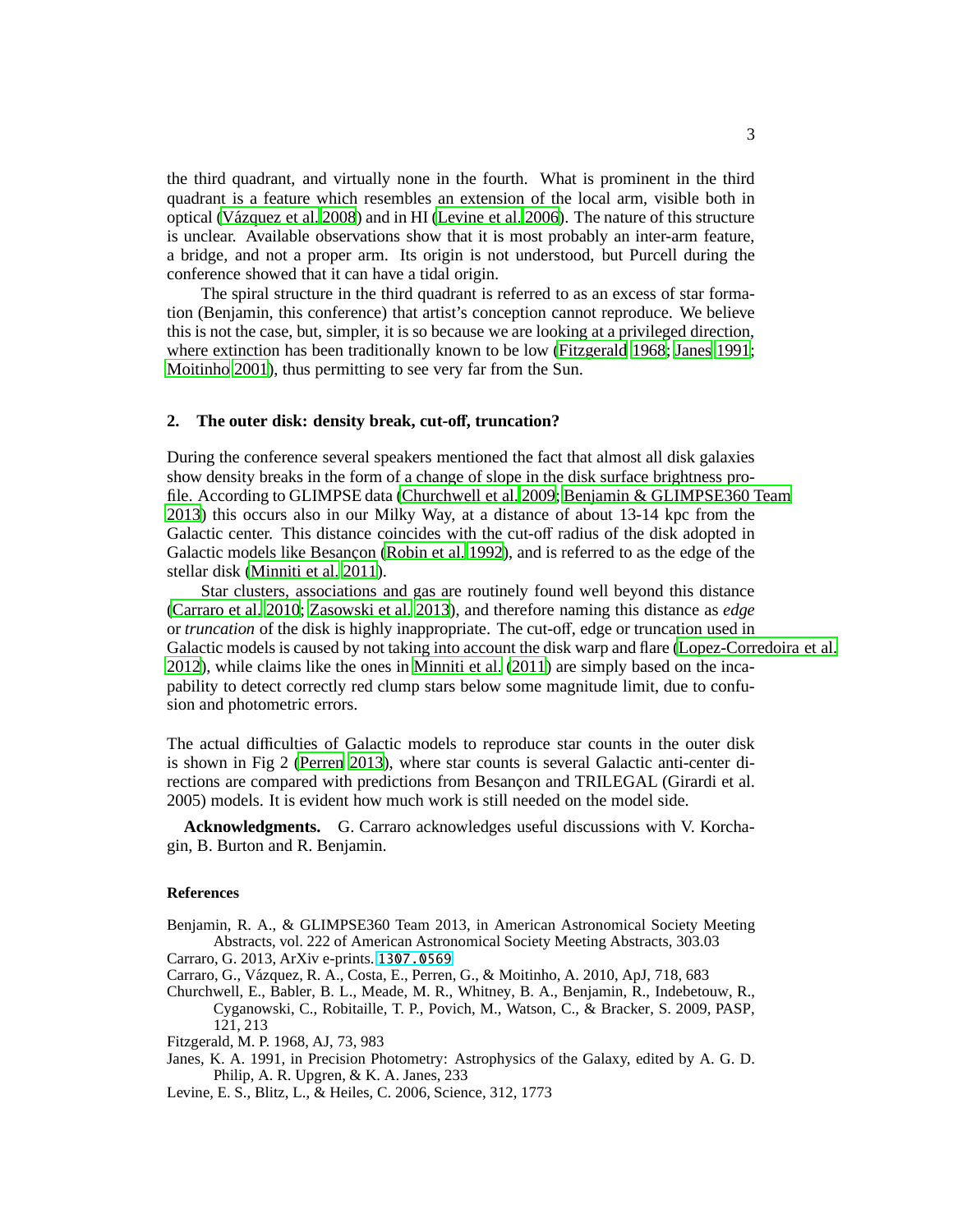the third quadrant, and virtually none in the fourth. What is prominent in the third quadrant is a feature which resembles an extension of the local arm, visible both in optical (Vázquez et al. 2008) and in HI (Levine et al. 2006). The nature of this structure is unclear. Available observations show that it is most probably an inter-arm feature, a bridge, and not a proper arm. Its origin is not understood, but Purcell during the conference showed that it can have a tidal origin.

The spiral structure in the third quadrant is referred to as an excess of star formation (Benjamin, this conference) that artist's conception cannot reproduce. We believe this is not the case, but, simpler, it is so because we are looking at a privileged direction, where extinction has been traditionally known to be low (Fitzgerald 1968; Janes 1991; Moitinho 2001), thus permitting to see very far from the Sun.

## 2. The outer disk: density break, cut-off, truncation?

During the conference several speakers mentioned the fact that almost all disk galaxies show density breaks in the form of a change of slope in the disk surface brightness profile. According to GLIMPSE data (Churchwell et al. 2009; Benjamin & GLIMPSE360 Team 2013) this occurs also in our Milky Way, at a distance of about 13-14 kpc from the Galactic center. This distance coincides with the cut-off radius of the disk adopted in Galactic models like Besançon (Robin et al. 1992), and is referred to as the edge of the stellar disk (Minniti et al. 2011).

Star clusters, associations and gas are routinely found well beyond this distance (Carraro et al. 2010; Zasowski et al. 2013), and therefore naming this distance as *edge* or *truncation* of the disk is highly inappropriate. The cut-off, edge or truncation used in Galactic models is caused by not taking into account the disk warp and flare (Lopez-Corredoira et al. 2012), while claims like the ones in Minniti et al. (2011) are simply based on the incapability to detect correctly red clump stars below some magnitude limit, due to confusion and photometric errors.

The actual difficulties of Galactic models to reproduce star counts in the outer disk is shown in Fig 2 (Perren 2013), where star counts is several Galactic anti-center directions are compared with predictions from Besançon and TRILEGAL (Girardi et al. 2005) models. It is evident how much work is still needed on the model side.

**Acknowledgments.** G. Carraro acknowledges useful discussions with V. Korchagin, B. Burton and R. Benjamin.

### References

Benjamin, R. A., & GLIMPSE360 Team 2013, in American Astronomical Society Meeting Abstracts, vol. 222 of American Astronomical Society Meeting Abstracts, 303.03

Carraro, G. 2013, ArXiv e-prints. 1307.0569

Carraro, G., Vázquez, R. A., Costa, E., Perren, G., & Moitinho, A. 2010, ApJ, 718, 683

Churchwell, E., Babler, B. L., Meade, M. R., Whitney, B. A., Benjamin, R., Indebetouw, R., Cyganowski, C., Robitaille, T. P., Povich, M., Watson, C., & Bracker, S. 2009, PASP, 121, 213

Fitzgerald, M. P. 1968, AJ, 73, 983

Janes, K. A. 1991, in Precision Photometry: Astrophysics of the Galaxy, edited by A. G. D. Philip, A. R. Upgren, & K. A. Janes, 233

Levine, E. S., Blitz, L., & Heiles, C. 2006, Science, 312, 1773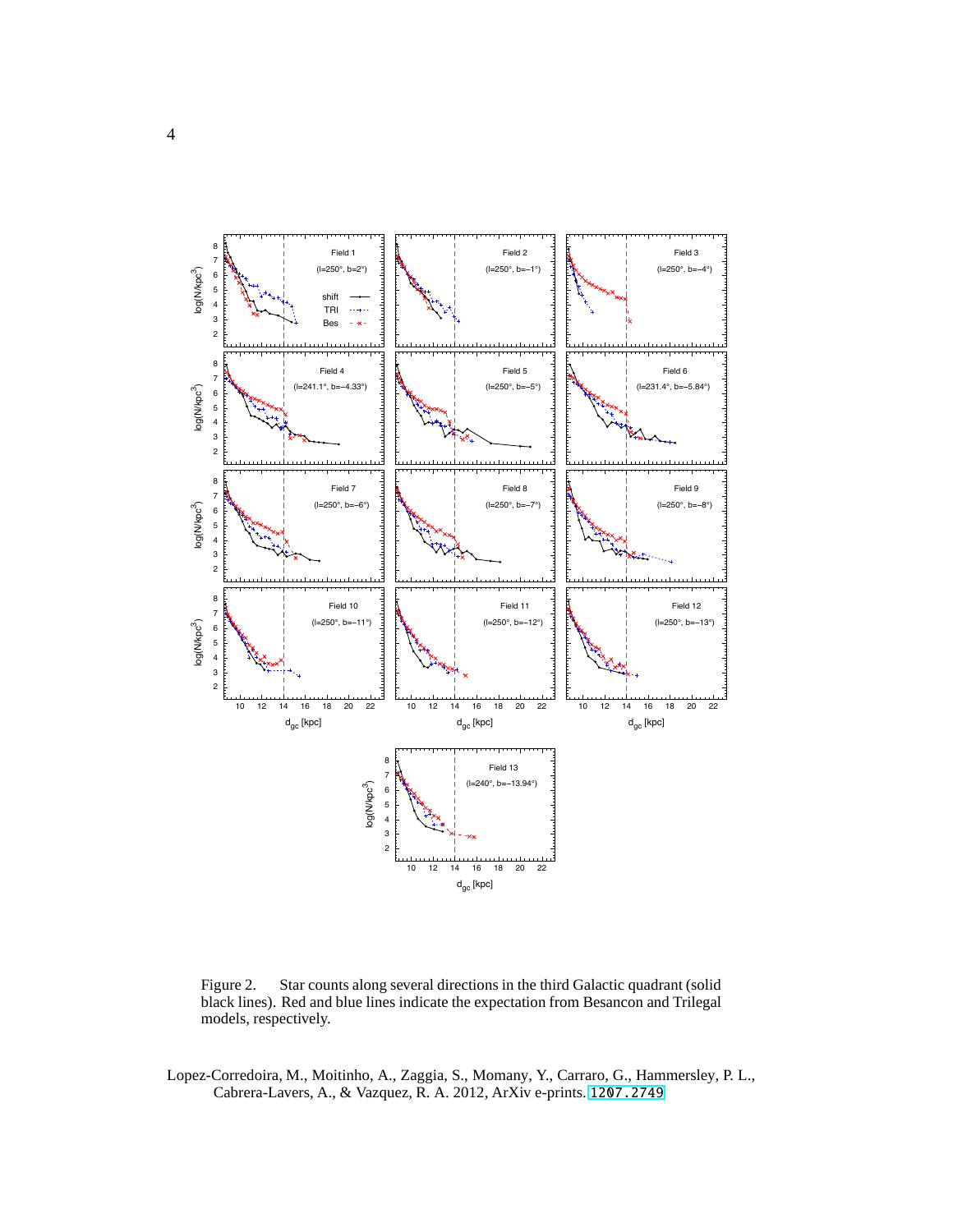Figure 2. Star counts along several directions in the third Galactic quadrant (solid black lines). Red and blue lines indicate the expectation from Besancon and Trilegal models, respectively.

Lopez-Corredoira, M., Moitinho, A., Zaggia, S., Momany, Y., Carraro, G., Hammersley, P. L., Cabrera-Lavers, A., & Vazquez, R. A. 2012, ArXiv e-prints. 1207.2749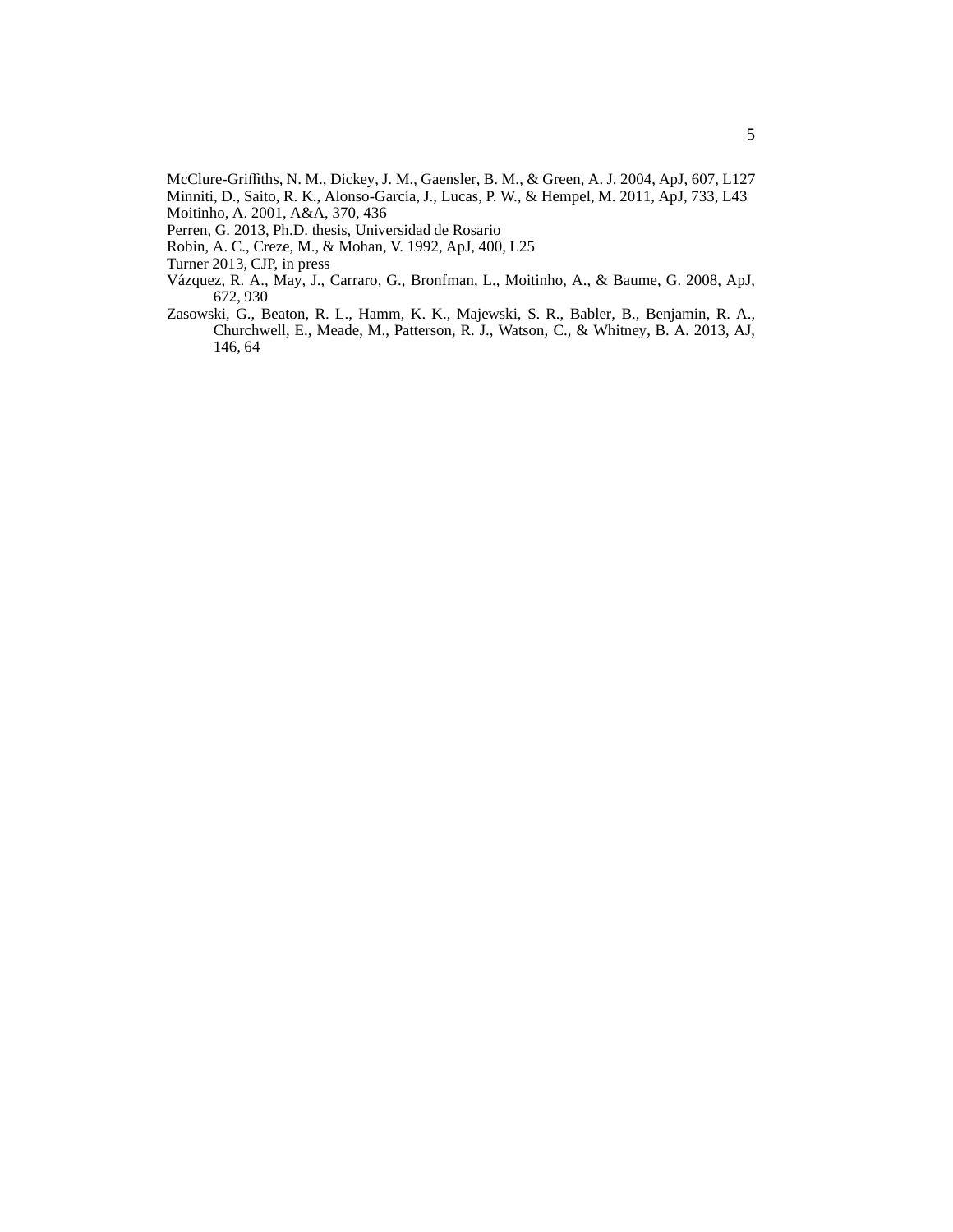McClure-Griffiths, N. M., Dickey, J. M., Gaensler, B. M., & Green, A. J. 2004, ApJ, 607, L127

Minniti, D., Saito, R. K., Alonso-García, J., Lucas, P. W., & Hempel, M. 2011, ApJ, 733, L43

Moitinho, A. 2001, A&A, 370, 436

Perren, G. 2013, Ph.D. thesis, Universidad de Rosario

Robin, A. C., Creze, M., & Mohan, V. 1992, ApJ, 400, L25

Turner 2013, CJP, in press

Vázquez, R. A., May, J., Carraro, G., Bronfman, L., Moitinho, A., & Baume, G. 2008, ApJ, 672, 930

Zasowski, G., Beaton, R. L., Hamm, K. K., Majewski, S. R., Babler, B., Benjamin, R. A., Churchwell, E., Meade, M., Patterson, R. J., Watson, C., & Whitney, B. A. 2013, AJ, 146, 64